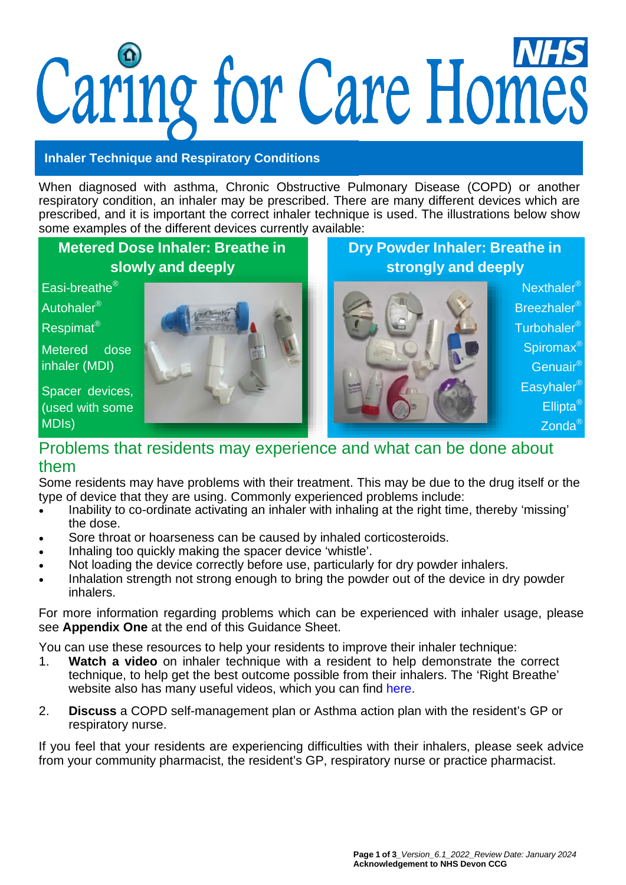# Caring for Care Homes

## Inhaler Technique and Respiratory Conditions

When diagnosed with asthma, Chronic Obstructive Pulmonary Disease (COPD) or another respiratory condition, an inhaler may be prescribed. There are many different devices which are prescribed, and it is important the correct inhaler technique is used. The illustrations below show some examples of the different devices currently available:

### Metered Dose Inhaler: Breathe in slowly and deeply

- Easi-breathe®
- Autohaler®
- Respimat®
- Metered dose inhaler (MDI)
- Spacer devices, (used with some MDIs)

### Dry Powder Inhaler: Breathe in strongly and deeply

- Nexthaler®
- Breezhaler®
- Turbohaler®
- Spiromax®
- Genuair®
- Easyhaler®
- Ellipta®
- Zonda®

## Problems that residents may experience and what can be done about them

Some residents may have problems with their treatment. This may be due to the drug itself or the type of device that they are using. Commonly experienced problems include:

- Inability to co-ordinate activating an inhaler with inhaling at the right time, thereby 'missing' the dose.
- Sore throat or hoarseness can be caused by inhaled corticosteroids.
- Inhaling too quickly making the spacer device 'whistle'.
- Not loading the device correctly before use, particularly for dry powder inhalers.
- Inhalation strength not strong enough to bring the powder out of the device in dry powder inhalers.

For more information regarding problems which can be experienced with inhaler usage, please see **Appendix One** at the end of this Guidance Sheet.

You can use these resources to help your residents to improve their inhaler technique:

1. **Watch a video** on inhaler technique with a resident to help demonstrate the correct technique, to help get the best outcome possible from their inhalers. The 'Right Breathe' website also has many useful videos, which you can find here.
2. **Discuss** a COPD self-management plan or Asthma action plan with the resident's GP or respiratory nurse.

If you feel that your residents are experiencing difficulties with their inhalers, please seek advice from your community pharmacist, the resident's GP, respiratory nurse or practice pharmacist.

**Acknowledgement to NHS Devon CCG**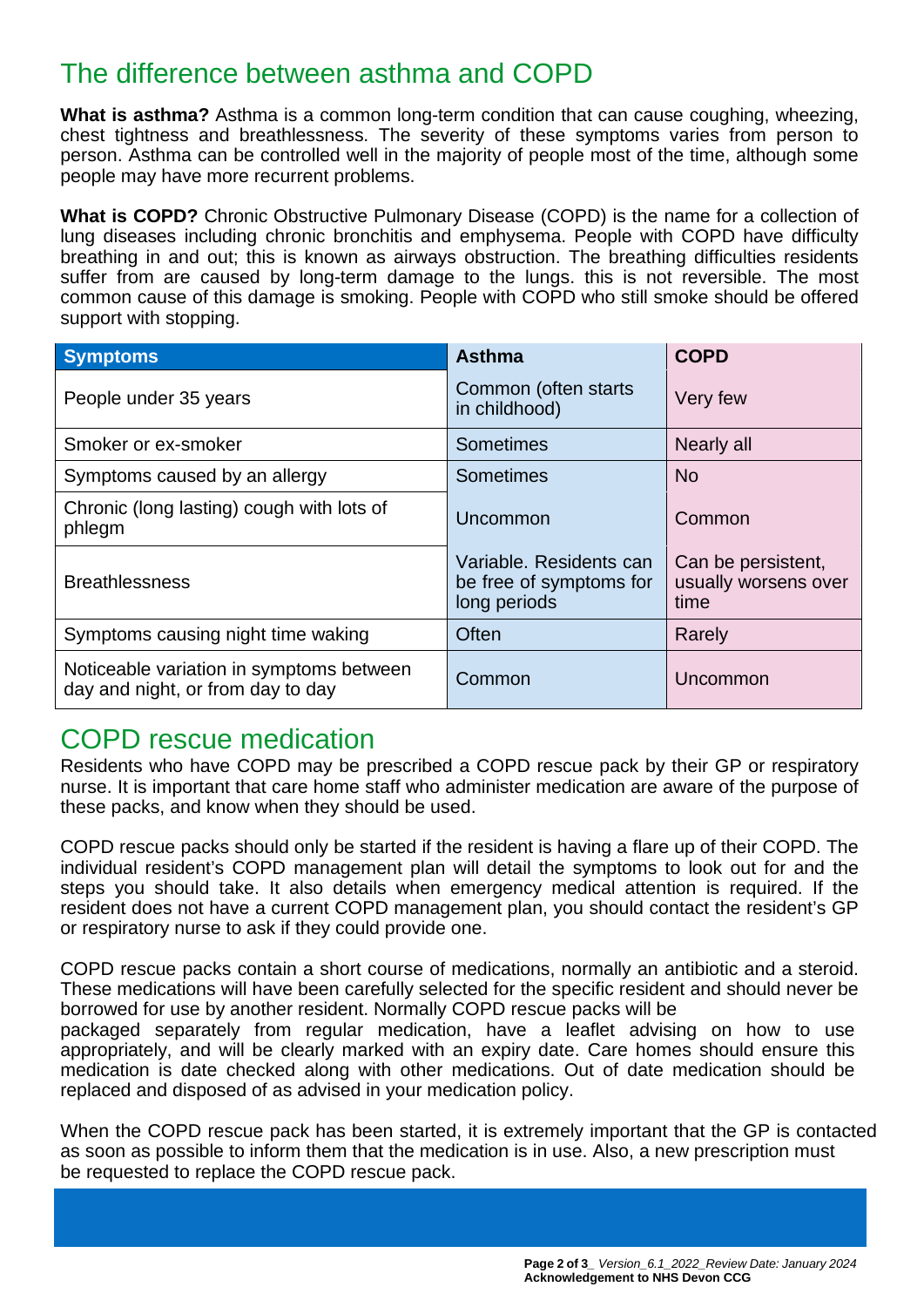## The difference between asthma and COPD

**What is asthma?** Asthma is a common long-term condition that can cause coughing, wheezing, chest tightness and breathlessness. The severity of these symptoms varies from person to person. Asthma can be controlled well in the majority of people most of the time, although some people may have more recurrent problems.

**What is COPD?** Chronic Obstructive Pulmonary Disease (COPD) is the name for a collection of lung diseases including chronic bronchitis and emphysema. People with COPD have difficulty breathing in and out; this is known as airways obstruction. The breathing difficulties residents suffer from are caused by long-term damage to the lungs. this is not reversible. The most common cause of this damage is smoking. People with COPD who still smoke should be offered support with stopping.

| Symptoms | Asthma | COPD |
| --- | --- | --- |
| People under 35 years | Common (often starts in childhood) | Very few |
| Smoker or ex-smoker | Sometimes | Nearly all |
| Symptoms caused by an allergy | Sometimes | No |
| Chronic (long lasting) cough with lots of phlegm | Uncommon | Common |
| Breathlessness | Variable. Residents can be free of symptoms for long periods | Can be persistent, usually worsens over time |
| Symptoms causing night time waking | Often | Rarely |
| Noticeable variation in symptoms between day and night, or from day to day | Common | Uncommon |

## COPD rescue medication

Residents who have COPD may be prescribed a COPD rescue pack by their GP or respiratory nurse. It is important that care home staff who administer medication are aware of the purpose of these packs, and know when they should be used.

COPD rescue packs should only be started if the resident is having a flare up of their COPD. The individual resident's COPD management plan will detail the symptoms to look out for and the steps you should take. It also details when emergency medical attention is required. If the resident does not have a current COPD management plan, you should contact the resident's GP or respiratory nurse to ask if they could provide one.

COPD rescue packs contain a short course of medications, normally an antibiotic and a steroid. These medications will have been carefully selected for the specific resident and should never be borrowed for use by another resident. Normally COPD rescue packs will be packaged separately from regular medication, have a leaflet advising on how to use appropriately, and will be clearly marked with an expiry date. Care homes should ensure this medication is date checked along with other medications. Out of date medication should be replaced and disposed of as advised in your medication policy.

When the COPD rescue pack has been started, it is extremely important that the GP is contacted as soon as possible to inform them that the medication is in use. Also, a new prescription must be requested to replace the COPD rescue pack.

*Version_6.1_2022_Review Date: January 2024*
**Acknowledgement to NHS Devon CCG**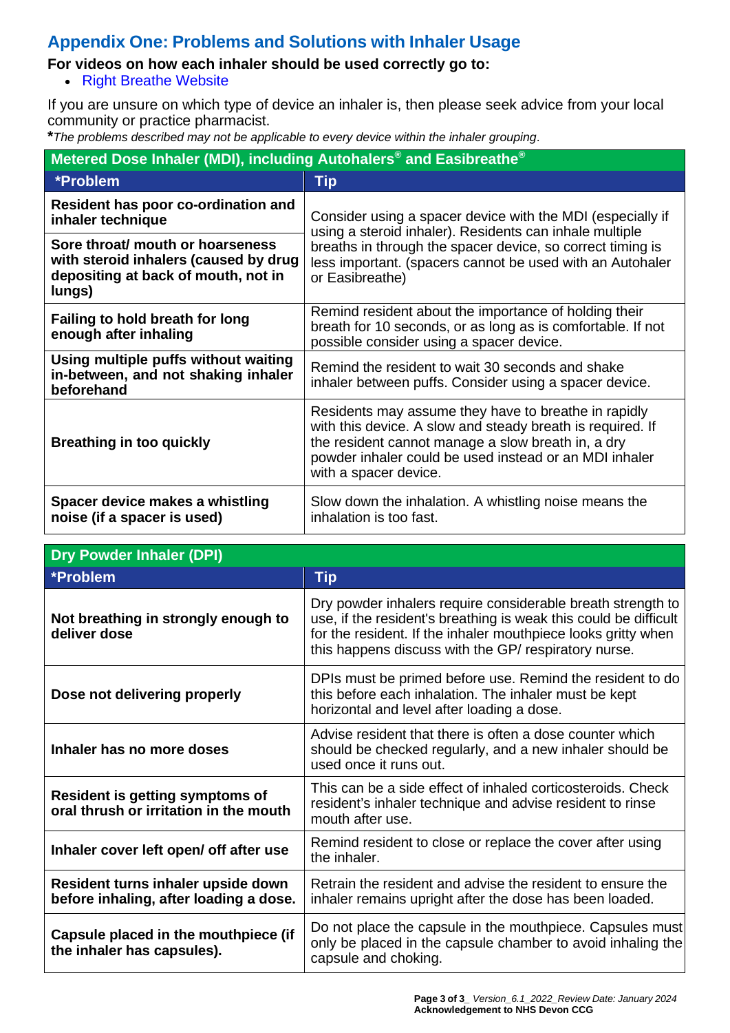## Appendix One: Problems and Solutions with Inhaler Usage

**For videos on how each inhaler should be used correctly go to:**

- Right Breathe Website

If you are unsure on which type of device an inhaler is, then please seek advice from your local community or practice pharmacist.

***The problems described may not be applicable to every device within the inhaler grouping*.**

| **Metered Dose Inhaler (MDI), including Autohalers® and Easibreathe®** | |
|---|---|
| ***Problem** | **Tip** |
| **Resident has poor co-ordination and inhaler technique** | Consider using a spacer device with the MDI (especially if using a steroid inhaler). Residents can inhale multiple breaths in through the spacer device, so correct timing is less important. (spacers cannot be used with an Autohaler or Easibreathe) |
| **Sore throat/ mouth or hoarseness with steroid inhalers (caused by drug depositing at back of mouth, not in lungs)** | |
| **Failing to hold breath for long enough after inhaling** | Remind resident about the importance of holding their breath for 10 seconds, or as long as is comfortable. If not possible consider using a spacer device. |
| **Using multiple puffs without waiting in-between, and not shaking inhaler beforehand** | Remind the resident to wait 30 seconds and shake inhaler between puffs. Consider using a spacer device. |
| **Breathing in too quickly** | Residents may assume they have to breathe in rapidly with this device. A slow and steady breath is required. If the resident cannot manage a slow breath in, a dry powder inhaler could be used instead or an MDI inhaler with a spacer device. |
| **Spacer device makes a whistling noise (if a spacer is used)** | Slow down the inhalation. A whistling noise means the inhalation is too fast. |

| **Dry Powder Inhaler (DPI)** | |
|---|---|
| ***Problem** | **Tip** |
| **Not breathing in strongly enough to deliver dose** | Dry powder inhalers require considerable breath strength to use, if the resident's breathing is weak this could be difficult for the resident. If the inhaler mouthpiece looks gritty when this happens discuss with the GP/ respiratory nurse. |
| **Dose not delivering properly** | DPIs must be primed before use. Remind the resident to do this before each inhalation. The inhaler must be kept horizontal and level after loading a dose. |
| **Inhaler has no more doses** | Advise resident that there is often a dose counter which should be checked regularly, and a new inhaler should be used once it runs out. |
| **Resident is getting symptoms of oral thrush or irritation in the mouth** | This can be a side effect of inhaled corticosteroids. Check resident's inhaler technique and advise resident to rinse mouth after use. |
| **Inhaler cover left open/ off after use** | Remind resident to close or replace the cover after using the inhaler. |
| **Resident turns inhaler upside down before inhaling, after loading a dose.** | Retrain the resident and advise the resident to ensure the inhaler remains upright after the dose has been loaded. |
| **Capsule placed in the mouthpiece (if the inhaler has capsules).** | Do not place the capsule in the mouthpiece. Capsules must only be placed in the capsule chamber to avoid inhaling the capsule and choking. |

*Version_6.1_2022_Review Date: January 2024*
**Acknowledgement to NHS Devon CCG**